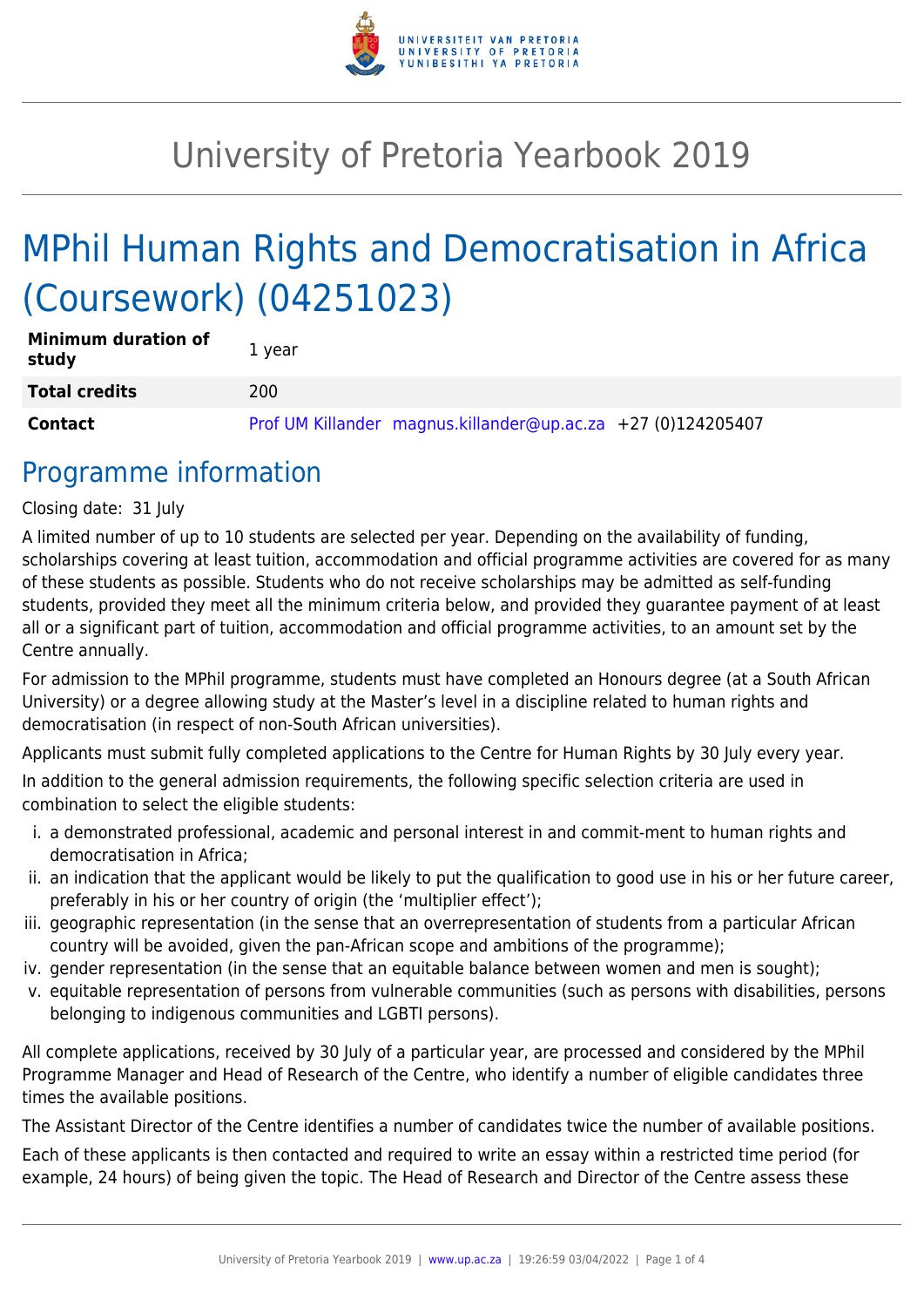# University of Pretoria Yearbook 2019

## MPhil Human Rights and Democratisation in Africa (Coursework) (04251023)

| | |
|---|---|
| **Minimum duration of study** | 1 year |
| **Total credits** | 200 |
| **Contact** | Prof UM Killander magnus.killander@up.ac.za +27 (0)124205407 |

## Programme information

Closing date: 31 July

A limited number of up to 10 students are selected per year. Depending on the availability of funding, scholarships covering at least tuition, accommodation and official programme activities are covered for as many of these students as possible. Students who do not receive scholarships may be admitted as self-funding students, provided they meet all the minimum criteria below, and provided they guarantee payment of at least all or a significant part of tuition, accommodation and official programme activities, to an amount set by the Centre annually.

For admission to the MPhil programme, students must have completed an Honours degree (at a South African University) or a degree allowing study at the Master's level in a discipline related to human rights and democratisation (in respect of non-South African universities).

Applicants must submit fully completed applications to the Centre for Human Rights by 30 July every year.

In addition to the general admission requirements, the following specific selection criteria are used in combination to select the eligible students:

i. a demonstrated professional, academic and personal interest in and commit-ment to human rights and democratisation in Africa;
ii. an indication that the applicant would be likely to put the qualification to good use in his or her future career, preferably in his or her country of origin (the 'multiplier effect');
iii. geographic representation (in the sense that an overrepresentation of students from a particular African country will be avoided, given the pan-African scope and ambitions of the programme);
iv. gender representation (in the sense that an equitable balance between women and men is sought);
v. equitable representation of persons from vulnerable communities (such as persons with disabilities, persons belonging to indigenous communities and LGBTI persons).

All complete applications, received by 30 July of a particular year, are processed and considered by the MPhil Programme Manager and Head of Research of the Centre, who identify a number of eligible candidates three times the available positions.

The Assistant Director of the Centre identifies a number of candidates twice the number of available positions.

Each of these applicants is then contacted and required to write an essay within a restricted time period (for example, 24 hours) of being given the topic. The Head of Research and Director of the Centre assess these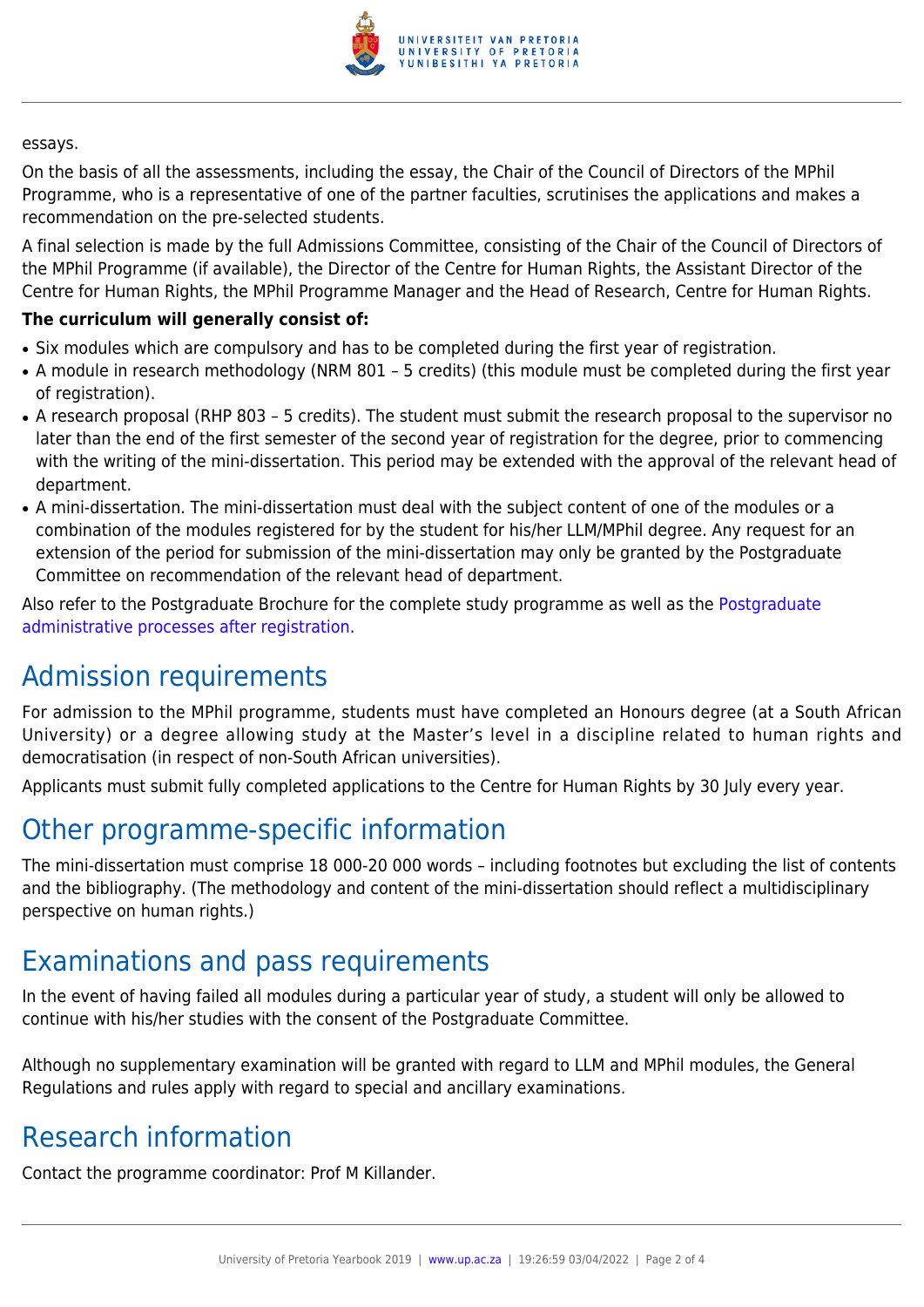essays.

On the basis of all the assessments, including the essay, the Chair of the Council of Directors of the MPhil Programme, who is a representative of one of the partner faculties, scrutinises the applications and makes a recommendation on the pre-selected students.

A final selection is made by the full Admissions Committee, consisting of the Chair of the Council of Directors of the MPhil Programme (if available), the Director of the Centre for Human Rights, the Assistant Director of the Centre for Human Rights, the MPhil Programme Manager and the Head of Research, Centre for Human Rights.

**The curriculum will generally consist of:**

- Six modules which are compulsory and has to be completed during the first year of registration.
- A module in research methodology (NRM 801 – 5 credits) (this module must be completed during the first year of registration).
- A research proposal (RHP 803 – 5 credits). The student must submit the research proposal to the supervisor no later than the end of the first semester of the second year of registration for the degree, prior to commencing with the writing of the mini-dissertation. This period may be extended with the approval of the relevant head of department.
- A mini-dissertation. The mini-dissertation must deal with the subject content of one of the modules or a combination of the modules registered for by the student for his/her LLM/MPhil degree. Any request for an extension of the period for submission of the mini-dissertation may only be granted by the Postgraduate Committee on recommendation of the relevant head of department.

Also refer to the Postgraduate Brochure for the complete study programme as well as the Postgraduate administrative processes after registration.

## Admission requirements

For admission to the MPhil programme, students must have completed an Honours degree (at a South African University) or a degree allowing study at the Master's level in a discipline related to human rights and democratisation (in respect of non-South African universities).

Applicants must submit fully completed applications to the Centre for Human Rights by 30 July every year.

## Other programme-specific information

The mini-dissertation must comprise 18 000-20 000 words – including footnotes but excluding the list of contents and the bibliography. (The methodology and content of the mini-dissertation should reflect a multidisciplinary perspective on human rights.)

## Examinations and pass requirements

In the event of having failed all modules during a particular year of study, a student will only be allowed to continue with his/her studies with the consent of the Postgraduate Committee.

Although no supplementary examination will be granted with regard to LLM and MPhil modules, the General Regulations and rules apply with regard to special and ancillary examinations.

## Research information

Contact the programme coordinator: Prof M Killander.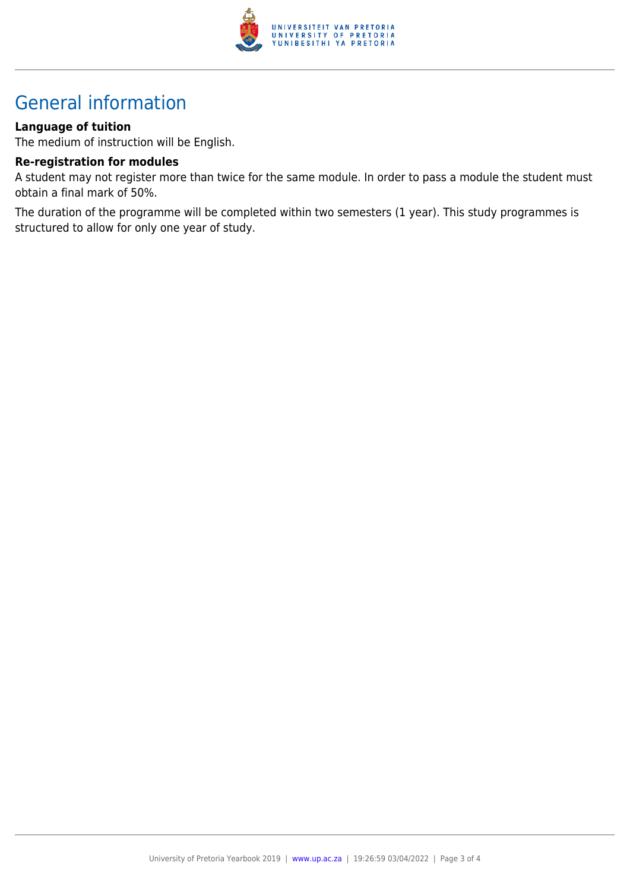# General information

### Language of tuition

The medium of instruction will be English.

### Re-registration for modules

A student may not register more than twice for the same module. In order to pass a module the student must obtain a final mark of 50%.

The duration of the programme will be completed within two semesters (1 year). This study programmes is structured to allow for only one year of study.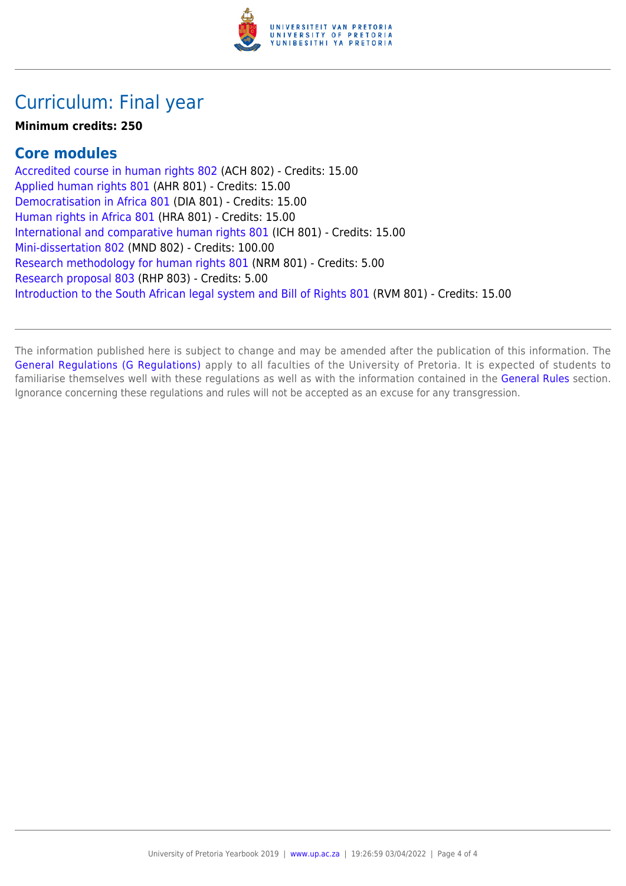# Curriculum: Final year

**Minimum credits: 250**

## Core modules

Accredited course in human rights 802 (ACH 802) - Credits: 15.00
Applied human rights 801 (AHR 801) - Credits: 15.00
Democratisation in Africa 801 (DIA 801) - Credits: 15.00
Human rights in Africa 801 (HRA 801) - Credits: 15.00
International and comparative human rights 801 (ICH 801) - Credits: 15.00
Mini-dissertation 802 (MND 802) - Credits: 100.00
Research methodology for human rights 801 (NRM 801) - Credits: 5.00
Research proposal 803 (RHP 803) - Credits: 5.00
Introduction to the South African legal system and Bill of Rights 801 (RVM 801) - Credits: 15.00

---

The information published here is subject to change and may be amended after the publication of this information. The General Regulations (G Regulations) apply to all faculties of the University of Pretoria. It is expected of students to familiarise themselves well with these regulations as well as with the information contained in the General Rules section. Ignorance concerning these regulations and rules will not be accepted as an excuse for any transgression.